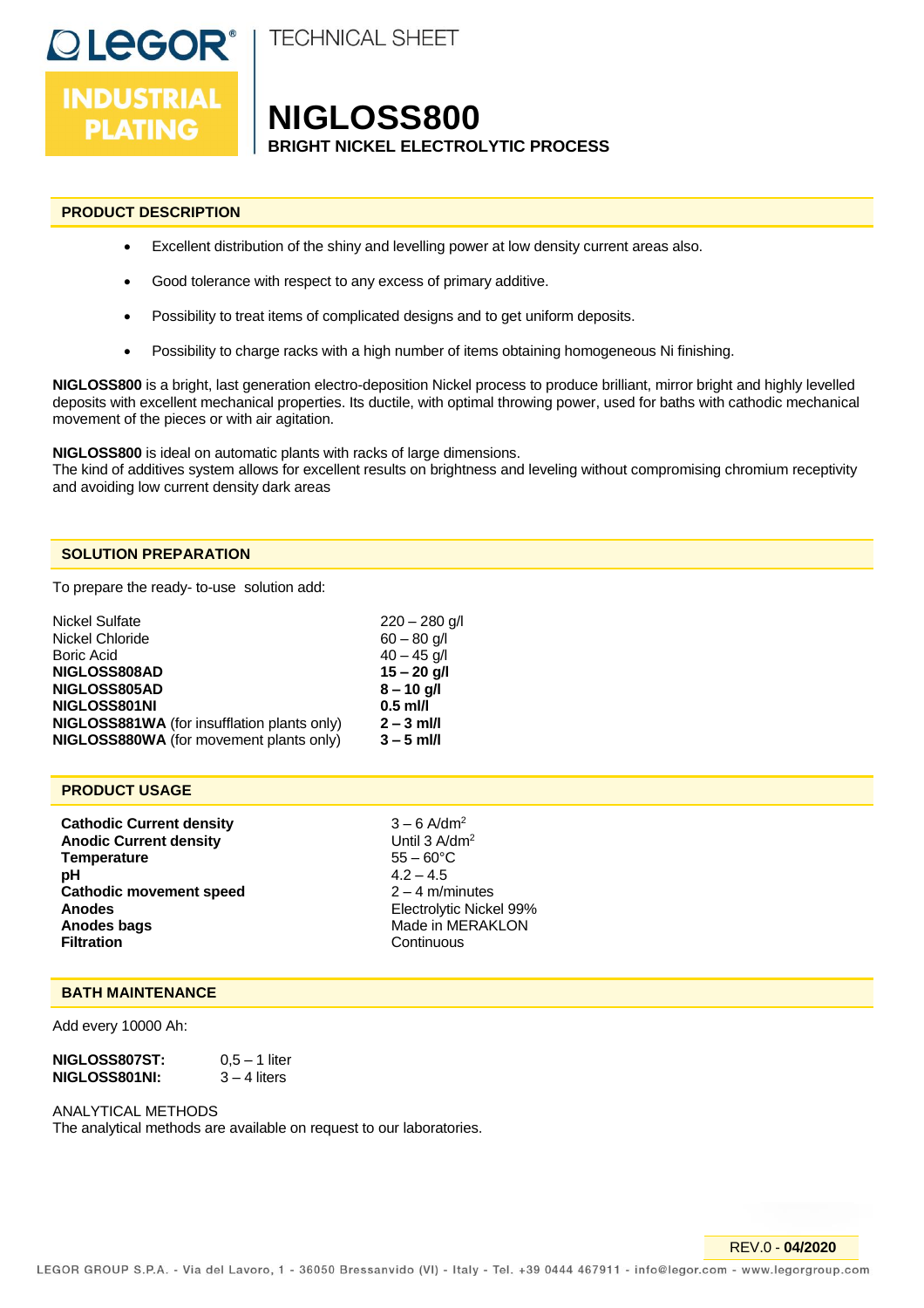LEGOR®

INDUSTRIAL PLATING

TECHNICAL SHEET

# NIGLOSS800

**BRIGHT NICKEL ELECTROLYTIC PROCESS**

## PRODUCT DESCRIPTION

- Excellent distribution of the shiny and levelling power at low density current areas also.
- Good tolerance with respect to any excess of primary additive.
- Possibility to treat items of complicated designs and to get uniform deposits.
- Possibility to charge racks with a high number of items obtaining homogeneous Ni finishing.

**NIGLOSS800** is a bright, last generation electro-deposition Nickel process to produce brilliant, mirror bright and highly levelled deposits with excellent mechanical properties. Its ductile, with optimal throwing power, used for baths with cathodic mechanical movement of the pieces or with air agitation.

**NIGLOSS800** is ideal on automatic plants with racks of large dimensions.
The kind of additives system allows for excellent results on brightness and leveling without compromising chromium receptivity and avoiding low current density dark areas

## SOLUTION PREPARATION

To prepare the ready- to-use solution add:

| | |
|---|---|
| Nickel Sulfate | 220 – 280 g/l |
| Nickel Chloride | 60 – 80 g/l |
| Boric Acid | 40 – 45 g/l |
| **NIGLOSS808AD** | **15 – 20 g/l** |
| **NIGLOSS805AD** | **8 – 10 g/l** |
| **NIGLOSS801NI** | **0.5 ml/l** |
| **NIGLOSS881WA** (for insufflation plants only) | **2 – 3 ml/l** |
| **NIGLOSS880WA** (for movement plants only) | **3 – 5 ml/l** |

## PRODUCT USAGE

| | |
|---|---|
| **Cathodic Current density** | 3 – 6 A/dm$^2$ |
| **Anodic Current density** | Until 3 A/dm$^2$ |
| **Temperature** | 55 – 60°C |
| **pH** | 4.2 – 4.5 |
| **Cathodic movement speed** | 2 – 4 m/minutes |
| **Anodes** | Electrolytic Nickel 99% |
| **Anodes bags** | Made in MERAKLON |
| **Filtration** | Continuous |

## BATH MAINTENANCE

Add every 10000 Ah:

| | |
|---|---|
| **NIGLOSS807ST:** | 0,5 – 1 liter |
| **NIGLOSS801NI:** | 3 – 4 liters |

ANALYTICAL METHODS
The analytical methods are available on request to our laboratories.

REV.0 - **04/2020**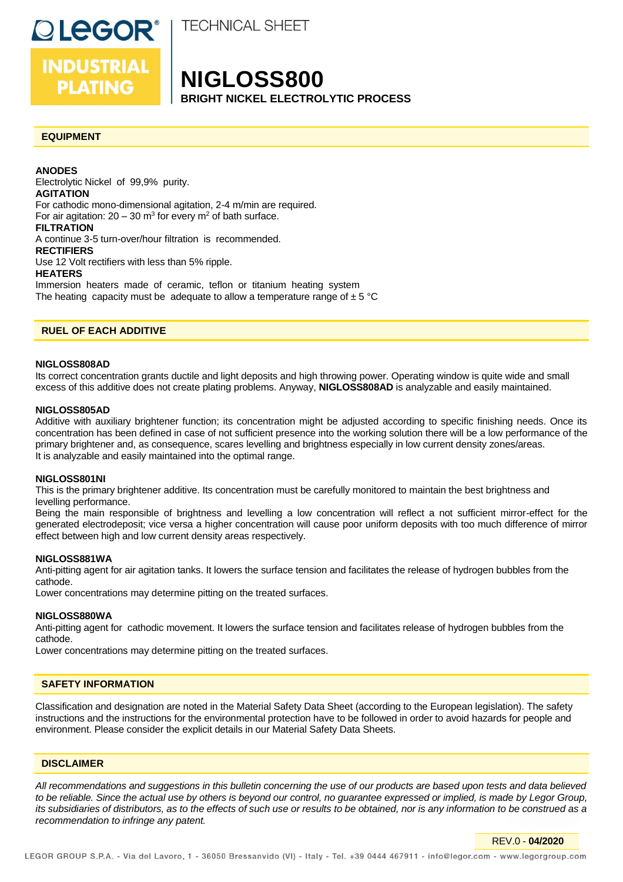# NIGLOSS800

**BRIGHT NICKEL ELECTROLYTIC PROCESS**

## EQUIPMENT

**ANODES**
Electrolytic Nickel of 99,9% purity.
**AGITATION**
For cathodic mono-dimensional agitation, 2-4 m/min are required.
For air agitation: 20 – 30 $m^3$ for every $m^2$ of bath surface.
**FILTRATION**
A continue 3-5 turn-over/hour filtration is recommended.
**RECTIFIERS**
Use 12 Volt rectifiers with less than 5% ripple.
**HEATERS**
Immersion heaters made of ceramic, teflon or titanium heating system
The heating capacity must be adequate to allow a temperature range of ± 5 °C

## RUEL OF EACH ADDITIVE

**NIGLOSS808AD**
Its correct concentration grants ductile and light deposits and high throwing power. Operating window is quite wide and small excess of this additive does not create plating problems. Anyway, **NIGLOSS808AD** is analyzable and easily maintained.

**NIGLOSS805AD**
Additive with auxiliary brightener function; its concentration might be adjusted according to specific finishing needs. Once its concentration has been defined in case of not sufficient presence into the working solution there will be a low performance of the primary brightener and, as consequence, scares levelling and brightness especially in low current density zones/areas.
It is analyzable and easily maintained into the optimal range.

**NIGLOSS801NI**
This is the primary brightener additive. Its concentration must be carefully monitored to maintain the best brightness and levelling performance.
Being the main responsible of brightness and levelling a low concentration will reflect a not sufficient mirror-effect for the generated electrodeposit; vice versa a higher concentration will cause poor uniform deposits with too much difference of mirror effect between high and low current density areas respectively.

**NIGLOSS881WA**
Anti-pitting agent for air agitation tanks. It lowers the surface tension and facilitates the release of hydrogen bubbles from the cathode.
Lower concentrations may determine pitting on the treated surfaces.

**NIGLOSS880WA**
Anti-pitting agent for cathodic movement. It lowers the surface tension and facilitates release of hydrogen bubbles from the cathode.
Lower concentrations may determine pitting on the treated surfaces.

## SAFETY INFORMATION

Classification and designation are noted in the Material Safety Data Sheet (according to the European legislation). The safety instructions and the instructions for the environmental protection have to be followed in order to avoid hazards for people and environment. Please consider the explicit details in our Material Safety Data Sheets.

## DISCLAIMER

*All recommendations and suggestions in this bulletin concerning the use of our products are based upon tests and data believed to be reliable. Since the actual use by others is beyond our control, no guarantee expressed or implied, is made by Legor Group, its subsidiaries of distributors, as to the effects of such use or results to be obtained, nor is any information to be construed as a recommendation to infringe any patent.*

REV.0 - **04/2020**